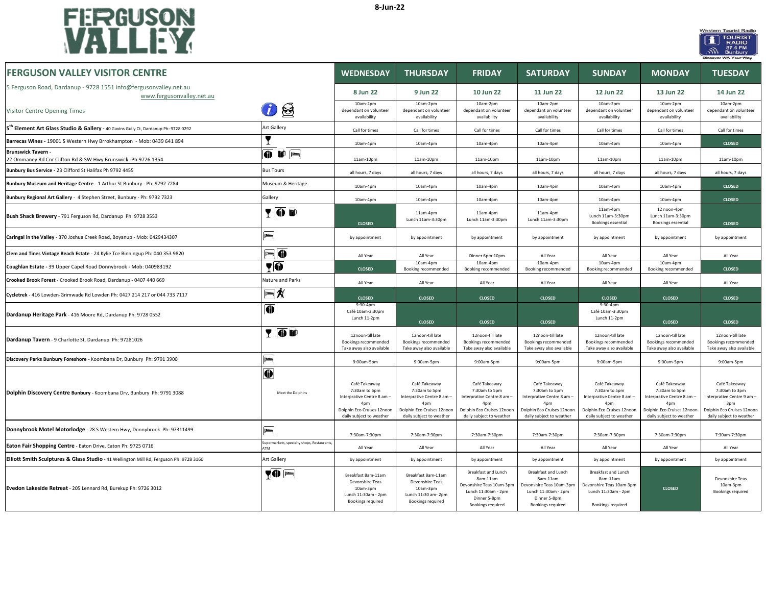# FERGUSON VALLEY

8-Jun-22

| FERGUSON VALLEY VISITOR CENTRE | | WEDNESDAY | THURSDAY | FRIDAY | SATURDAY | SUNDAY | MONDAY | TUESDAY |
|---|---|---|---|---|---|---|---|---|
| 5 Ferguson Road, Dardanup - 9728 1551 info@fergusonvalley.net.au www.fergusonvalley.net.au | | 8 Jun 22 | 9 Jun 22 | 10 Jun 22 | 11 Jun 22 | 12 Jun 22 | 13 Jun 22 | 14 Jun 22 |
| Visitor Centre Opening Times | | 10am-2pm dependant on volunteer availability | 10am-2pm dependant on volunteer availability | 10am-2pm dependant on volunteer availability | 10am-2pm dependant on volunteer availability | 10am-2pm dependant on volunteer availability | 10am-2pm dependant on volunteer availability | 10am-2pm dependant on volunteer availability |
| **5th Element Art Glass Studio & Gallery** - 40 Gavins Gully Ct, Dardanup Ph: 9728 0292 | Art Gallery | Call for times | Call for times | Call for times | Call for times | Call for times | Call for times | Call for times |
| **Barrecas Wines** - 19001 S Western Hwy Brrokhampton - Mob: 0439 641 894 | | 10am-4pm | 10am-4pm | 10am-4pm | 10am-4pm | 10am-4pm | 10am-4pm | CLOSED |
| **Brunswick Tavern** - 22 Ommaney Rd Cnr Clifton Rd & SW Hwy Brunswick -Ph:9726 1354 | | 11am-10pm | 11am-10pm | 11am-10pm | 11am-10pm | 11am-10pm | 11am-10pm | 11am-10pm |
| **Bunbury Bus Service** - 23 Clifford St Halifax Ph 9792 4455 | Bus Tours | all hours, 7 days | all hours, 7 days | all hours, 7 days | all hours, 7 days | all hours, 7 days | all hours, 7 days | all hours, 7 days |
| **Bunbury Museum and Heritage Centre** - 1 Arthur St Bunbury - Ph: 9792 7284 | Museum & Heritage | 10am-4pm | 10am-4pm | 10am-4pm | 10am-4pm | 10am-4pm | 10am-4pm | CLOSED |
| **Bunbury Regional Art Gallery** - 4 Stephen Street, Bunbury - Ph: 9792 7323 | Gallery | 10am-4pm | 10am-4pm | 10am-4pm | 10am-4pm | 10am-4pm | 10am-4pm | CLOSED |
| **Bush Shack Brewery** - 791 Ferguson Rd, Dardanup Ph: 9728 3553 | | CLOSED | 11am-4pm Lunch 11am-3:30pm | 11am-4pm Lunch 11am-3:30pm | 11am-4pm Lunch 11am-3:30pm | 11am-4pm Lunch 11am-3:30pm Bookings essential | 12 noon-4pm Lunch 11am-3:30pm Bookings essential | CLOSED |
| **Caringal in the Valley** - 370 Joshua Creek Road, Boyanup - Mob: 0429434307 | | by appointment | by appointment | by appointment | by appointment | by appointment | by appointment | by appointment |
| **Clem and Tines Vintage Beach Estate** - 24 Kylie Tce Binningup Ph: 040 353 9820 | | All Year | All Year | Dinner 6pm-10pm | All Year | All Year | All Year | All Year |
| **Coughlan Estate** - 39 Upper Capel Road Donnybrook - Mob: 040983192 | | CLOSED | 10am-4pm Booking recommended | 10am-4pm Booking recommended | 10am-4pm Booking recommended | 10am-4pm Booking recommended | 10am-4pm Booking recommended | CLOSED |
| **Crooked Brook Forest** - Crooked Brook Road, Dardanup - 0407 440 669 | Nature and Parks | All Year | All Year | All Year | All Year | All Year | All Year | All Year |
| **Cycletrek** - 416 Lowden-Grimwade Rd Lowden Ph: 0427 214 217 or 044 733 7117 | | CLOSED | CLOSED | CLOSED | CLOSED | CLOSED | CLOSED | CLOSED |
| **Dardanup Heritage Park** - 416 Moore Rd, Dardanup Ph: 9728 0552 | | 9:30-4pm Café 10am-3:30pm Lunch 11-2pm | CLOSED | CLOSED | CLOSED | 9:30-4pm Café 10am-3:30pm Lunch 11-2pm | CLOSED | CLOSED |
| **Dardanup Tavern** - 9 Charlotte St, Dardanup Ph: 97281026 | | 12noon-till late Bookings recommended Take away also available | 12noon-till late Bookings recommended Take away also available | 12noon-till late Bookings recommended Take away also available | 12noon-till late Bookings recommended Take away also available | 12noon-till late Bookings recommended Take away also available | 12noon-till late Bookings recommended Take away also available | 12noon-till late Bookings recommended Take away also available |
| **Discovery Parks Bunbury Foreshore** - Koombana Dr, Bunbury Ph: 9791 3900 | | 9:00am-5pm | 9:00am-5pm | 9:00am-5pm | 9:00am-5pm | 9:00am-5pm | 9:00am-5pm | 9:00am-5pm |
| **Dolphin Discovery Centre Bunbury** - Koombana Drv, Bunbury Ph: 9791 3088 | Meet the Dolphins | Café Takeaway 7:30am to 5pm Interpretive Centre 8 am – 4pm Dolphin Eco Cruises 12noon daily subject to weather | Café Takeaway 7:30am to 5pm Interpretive Centre 8 am – 4pm Dolphin Eco Cruises 12noon daily subject to weather | Café Takeaway 7:30am to 5pm Interpretive Centre 8 am – 4pm Dolphin Eco Cruises 12noon daily subject to weather | Café Takeaway 7:30am to 5pm Interpretive Centre 8 am – 4pm Dolphin Eco Cruises 12noon daily subject to weather | Café Takeaway 7:30am to 5pm Interpretive Centre 8 am – 4pm Dolphin Eco Cruises 12noon daily subject to weather | Café Takeaway 7:30am to 5pm Interpretive Centre 8 am – 4pm Dolphin Eco Cruises 12noon daily subject to weather | Café Takeaway 7:30am to 3pm Interpretive Centre 9 am – 3pm Dolphin Eco Cruises 12noon daily subject to weather |
| **Donnybrook Motel Motorlodge** - 28 S Western Hwy, Donnybrook Ph: 97311499 | | 7:30am-7:30pm | 7:30am-7:30pm | 7:30am-7:30pm | 7:30am-7:30pm | 7:30am-7:30pm | 7:30am-7:30pm | 7:30am-7:30pm |
| **Eaton Fair Shopping Centre** - Eaton Drive, Eaton Ph: 9725 0716 | Supermarkets, specialty shops, Restaurants, ATM | All Year | All Year | All Year | All Year | All Year | All Year | All Year |
| **Elliott Smith Sculptures & Glass Studio** - 41 Wellington Mill Rd, Ferguson Ph: 9728 3160 | Art Gallery | by appointment | by appointment | by appointment | by appointment | by appointment | by appointment | by appointment |
| **Evedon Lakeside Retreat** - 205 Lennard Rd, Burekup Ph: 9726 3012 | | Breakfast 8am-11am Devonshire Teas 10am-3pm Lunch 11:30am - 2pm Bookings required | Breakfast 8am-11am Devonshire Teas 10am-3pm Lunch 11:30 am- 2pm Bookings required | Breakfast and Lunch 8am-11am Devonshire Teas 10am-3pm Lunch 11:30am - 2pm Dinner 5-8pm Bookings required | Breakfast and Lunch 8am-11am Devonshire Teas 10am-3pm Lunch 11:30am - 2pm Dinner 5-8pm Bookings required | Breakfast and Lunch 8am-11am Devonshire Teas 10am-3pm Lunch 11:30am - 2pm Bookings required | CLOSED | Devonshire Teas 10am-3pm Bookings required |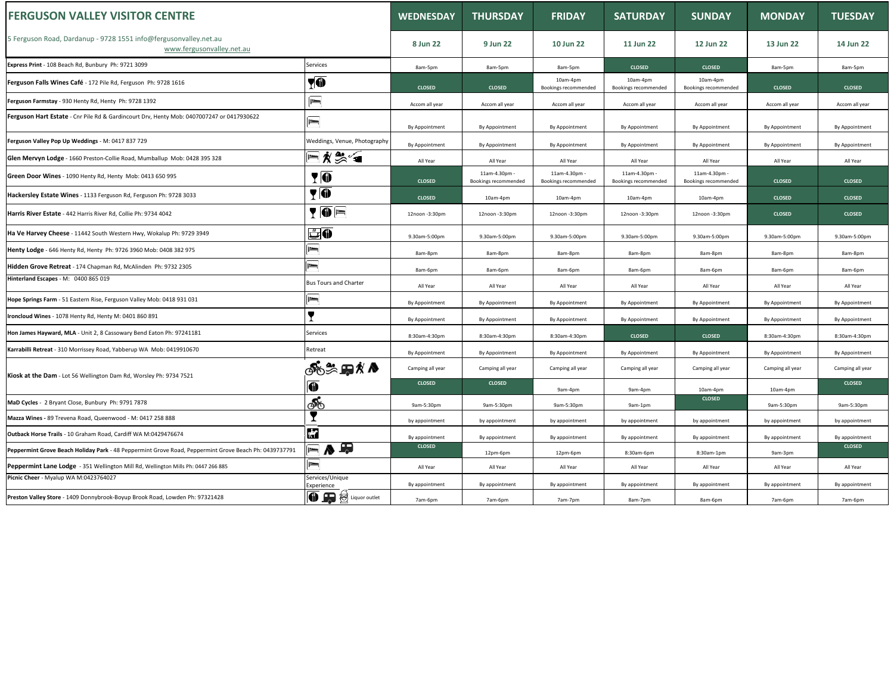| FERGUSON VALLEY VISITOR CENTRE | | WEDNESDAY | THURSDAY | FRIDAY | SATURDAY | SUNDAY | MONDAY | TUESDAY |
|---|---|---|---|---|---|---|---|---|
| 5 Ferguson Road, Dardanup - 9728 1551 info@fergusonvalley.net.au www.fergusonvalley.net.au | | 8 Jun 22 | 9 Jun 22 | 10 Jun 22 | 11 Jun 22 | 12 Jun 22 | 13 Jun 22 | 14 Jun 22 |
| **Express Print** - 108 Beach Rd, Bunbury Ph: 9721 3099 | Services | 8am-5pm | 8am-5pm | 8am-5pm | CLOSED | CLOSED | 8am-5pm | 8am-5pm |
| **Ferguson Falls Wines Café** - 172 Pile Rd, Ferguson Ph: 9728 1616 | | CLOSED | CLOSED | 10am-4pm Bookings recommended | 10am-4pm Bookings recommended | 10am-4pm Bookings recommended | CLOSED | CLOSED |
| **Ferguson Farmstay** - 930 Henty Rd, Henty Ph: 9728 1392 | | Accom all year | Accom all year | Accom all year | Accom all year | Accom all year | Accom all year | Accom all year |
| **Ferguson Hart Estate** - Cnr Pile Rd & Gardincourt Drv, Henty Mob: 0407007247 or 0417930622 | | By Appointment | By Appointment | By Appointment | By Appointment | By Appointment | By Appointment | By Appointment |
| **Ferguson Valley Pop Up Weddings** - M: 0417 837 729 | Weddings, Venue, Photography | By Appointment | By Appointment | By Appointment | By Appointment | By Appointment | By Appointment | By Appointment |
| **Glen Mervyn Lodge** - 1660 Preston-Collie Road, Mumballup Mob: 0428 395 328 | | All Year | All Year | All Year | All Year | All Year | All Year | All Year |
| **Green Door Wines** - 1090 Henty Rd, Henty Mob: 0413 650 995 | | CLOSED | 11am-4.30pm - Bookings recommended | 11am-4.30pm - Bookings recommended | 11am-4.30pm - Bookings recommended | 11am-4.30pm - Bookings recommended | CLOSED | CLOSED |
| **Hackersley Estate Wines** - 1133 Ferguson Rd, Ferguson Ph: 9728 3033 | | CLOSED | 10am-4pm | 10am-4pm | 10am-4pm | 10am-4pm | CLOSED | CLOSED |
| **Harris River Estate** - 442 Harris River Rd, Collie Ph: 9734 4042 | | 12noon -3:30pm | 12noon -3:30pm | 12noon -3:30pm | 12noon -3:30pm | 12noon -3:30pm | CLOSED | CLOSED |
| **Ha Ve Harvey Cheese** - 11442 South Western Hwy, Wokalup Ph: 9729 3949 | | 9.30am-5:00pm | 9.30am-5:00pm | 9.30am-5:00pm | 9.30am-5:00pm | 9.30am-5:00pm | 9.30am-5:00pm | 9.30am-5:00pm |
| **Henty Lodge** - 646 Henty Rd, Henty Ph: 9726 3960 Mob: 0408 382 975 | | 8am-8pm | 8am-8pm | 8am-8pm | 8am-8pm | 8am-8pm | 8am-8pm | 8am-8pm |
| **Hidden Grove Retreat** - 174 Chapman Rd, McAlinden Ph: 9732 2305 | | 8am-6pm | 8am-6pm | 8am-6pm | 8am-6pm | 8am-6pm | 8am-6pm | 8am-6pm |
| **Hinterland Escapes** - M: 0400 865 019 | Bus Tours and Charter | All Year | All Year | All Year | All Year | All Year | All Year | All Year |
| **Hope Springs Farm** - 51 Eastern Rise, Ferguson Valley Mob: 0418 931 031 | | By Appointment | By Appointment | By Appointment | By Appointment | By Appointment | By Appointment | By Appointment |
| **Ironcloud Wines** - 1078 Henty Rd, Henty M: 0401 860 891 | | By Appointment | By Appointment | By Appointment | By Appointment | By Appointment | By Appointment | By Appointment |
| **Hon James Hayward, MLA** - Unit 2, 8 Cassowary Bend Eaton Ph: 97241181 | Services | 8:30am-4:30pm | 8:30am-4:30pm | 8:30am-4:30pm | CLOSED | CLOSED | 8:30am-4:30pm | 8:30am-4:30pm |
| **Karrabilli Retreat** - 310 Morrissey Road, Yabberup WA Mob: 0419910670 | Retreat | By Appointment | By Appointment | By Appointment | By Appointment | By Appointment | By Appointment | By Appointment |
| **Kiosk at the Dam** - Lot 56 Wellington Dam Rd, Worsley Ph: 9734 7521 | | Camping all year | Camping all year | Camping all year | Camping all year | Camping all year | Camping all year | Camping all year |
| | | CLOSED | CLOSED | 9am-4pm | 9am-4pm | 10am-4pm | 10am-4pm | CLOSED |
| **MaD Cycles** - 2 Bryant Close, Bunbury Ph: 9791 7878 | | 9am-5:30pm | 9am-5:30pm | 9am-5:30pm | 9am-1pm | CLOSED | 9am-5:30pm | 9am-5:30pm |
| **Mazza Wines** - 89 Trevena Road, Queenwood - M: 0417 258 888 | | by appointment | by appointment | by appointment | by appointment | by appointment | by appointment | by appointment |
| **Outback Horse Trails** - 10 Graham Road, Cardiff WA M:0429476674 | | By appointment | By appointment | By appointment | By appointment | By appointment | By appointment | By appointment |
| **Peppermint Grove Beach Holiday Park** - 48 Peppermint Grove Road, Peppermint Grove Beach Ph: 0439737791 | | CLOSED | 12pm-6pm | 12pm-6pm | 8:30am-6pm | 8:30am-1pm | 9am-3pm | CLOSED |
| **Peppermint Lane Lodge** - 351 Wellington Mill Rd, Wellington Mills Ph: 0447 266 885 | | All Year | All Year | All Year | All Year | All Year | All Year | All Year |
| **Picnic Cheer** - Myalup WA M:0423764027 | Services/Unique Experience | By appointment | By appointment | By appointment | By appointment | By appointment | By appointment | By appointment |
| **Preston Valley Store** - 1409 Donnybrook-Boyup Brook Road, Lowden Ph: 97321428 | Liquor outlet | 7am-6pm | 7am-6pm | 7am-7pm | 8am-7pm | 8am-6pm | 7am-6pm | 7am-6pm |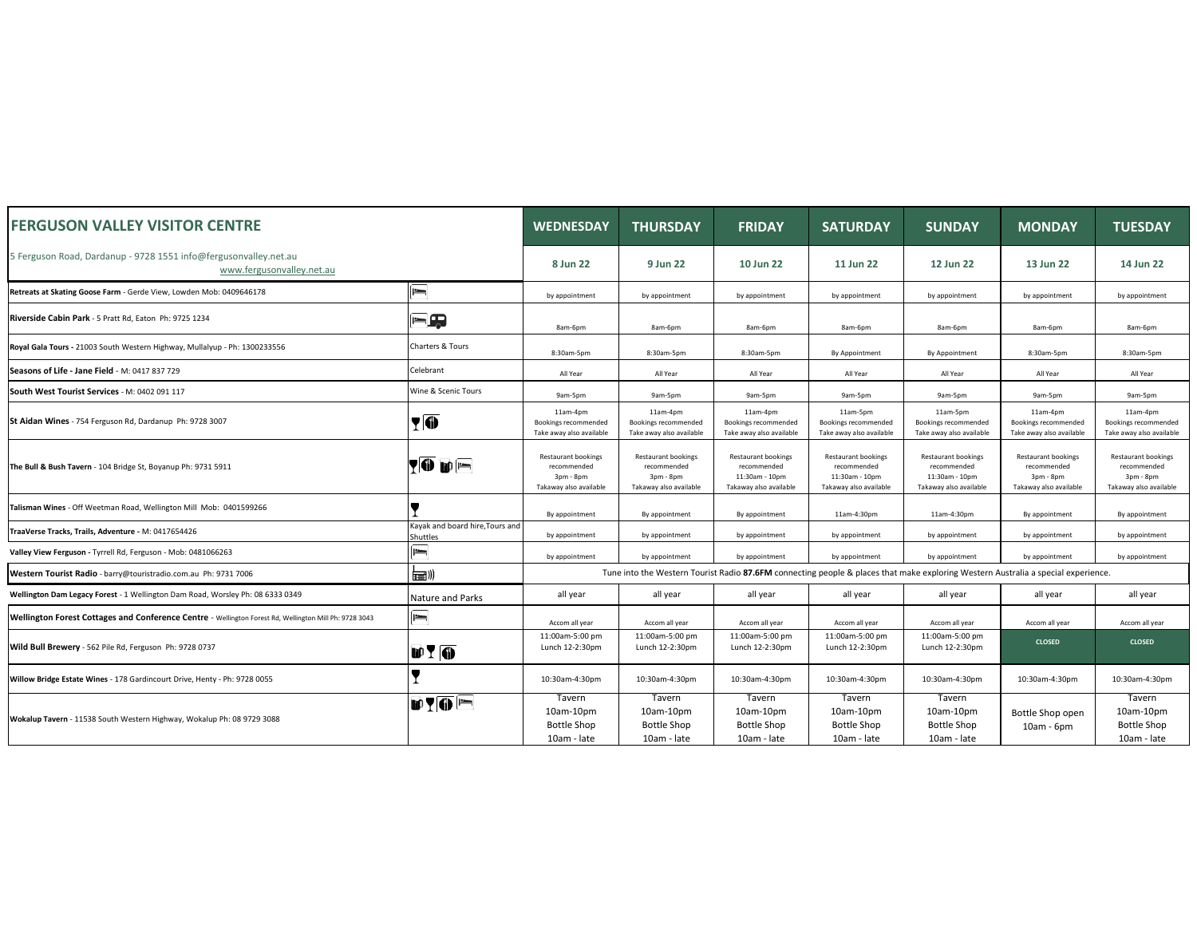| FERGUSON VALLEY VISITOR CENTRE | | WEDNESDAY | THURSDAY | FRIDAY | SATURDAY | SUNDAY | MONDAY | TUESDAY |
|---|---|---|---|---|---|---|---|---|
| 5 Ferguson Road, Dardanup - 9728 1551 info@fergusonvalley.net.au www.fergusonvalley.net.au | | 8 Jun 22 | 9 Jun 22 | 10 Jun 22 | 11 Jun 22 | 12 Jun 22 | 13 Jun 22 | 14 Jun 22 |
| **Retreats at Skating Goose Farm** - Gerde View, Lowden Mob: 0409646178 | | by appointment | by appointment | by appointment | by appointment | by appointment | by appointment | by appointment |
| **Riverside Cabin Park** - 5 Pratt Rd, Eaton Ph: 9725 1234 | | 8am-6pm | 8am-6pm | 8am-6pm | 8am-6pm | 8am-6pm | 8am-6pm | 8am-6pm |
| **Royal Gala Tours** - 21003 South Western Highway, Mullalyup - Ph: 1300233556 | Charters & Tours | 8:30am-5pm | 8:30am-5pm | 8:30am-5pm | By Appointment | By Appointment | 8:30am-5pm | 8:30am-5pm |
| **Seasons of Life - Jane Field** - M: 0417 837 729 | Celebrant | All Year | All Year | All Year | All Year | All Year | All Year | All Year |
| **South West Tourist Services** - M: 0402 091 117 | Wine & Scenic Tours | 9am-5pm | 9am-5pm | 9am-5pm | 9am-5pm | 9am-5pm | 9am-5pm | 9am-5pm |
| **St Aidan Wines** - 754 Ferguson Rd, Dardanup Ph: 9728 3007 | | 11am-4pm Bookings recommended Take away also available | 11am-4pm Bookings recommended Take away also available | 11am-4pm Bookings recommended Take away also available | 11am-5pm Bookings recommended Take away also available | 11am-5pm Bookings recommended Take away also available | 11am-4pm Bookings recommended Take away also available | 11am-4pm Bookings recommended Take away also available |
| **The Bull & Bush Tavern** - 104 Bridge St, Boyanup Ph: 9731 5911 | | Restaurant bookings recommended 3pm - 8pm Takaway also available | Restaurant bookings recommended 3pm - 8pm Takaway also available | Restaurant bookings recommended 11:30am - 10pm Takaway also available | Restaurant bookings recommended 11:30am - 10pm Takaway also available | Restaurant bookings recommended 11:30am - 10pm Takaway also available | Restaurant bookings recommended 3pm - 8pm Takaway also available | Restaurant bookings recommended 3pm - 8pm Takaway also available |
| **Talisman Wines** - Off Weetman Road, Wellington Mill Mob: 0401599266 | | By appointment | By appointment | By appointment | 11am-4:30pm | 11am-4:30pm | By appointment | By appointment |
| **TraaVerse Tracks, Trails, Adventure** - M: 0417654426 | Kayak and board hire,Tours and Shuttles | by appointment | by appointment | by appointment | by appointment | by appointment | by appointment | by appointment |
| **Valley View Ferguson** - Tyrrell Rd, Ferguson - Mob: 0481066263 | | by appointment | by appointment | by appointment | by appointment | by appointment | by appointment | by appointment |
| **Western Tourist Radio** - barry@touristradio.com.au Ph: 9731 7006 | | Tune into the Western Tourist Radio **87.6FM** connecting people & places that make exploring Western Australia a special experience. | | | | | | |
| **Wellington Dam Legacy Forest** - 1 Wellington Dam Road, Worsley Ph: 08 6333 0349 | Nature and Parks | all year | all year | all year | all year | all year | all year | all year |
| **Wellington Forest Cottages and Conference Centre** - Wellington Forest Rd, Wellington Mill Ph: 9728 3043 | | Accom all year | Accom all year | Accom all year | Accom all year | Accom all year | Accom all year | Accom all year |
| **Wild Bull Brewery** - 562 Pile Rd, Ferguson Ph: 9728 0737 | | 11:00am-5:00 pm Lunch 12-2:30pm | 11:00am-5:00 pm Lunch 12-2:30pm | 11:00am-5:00 pm Lunch 12-2:30pm | 11:00am-5:00 pm Lunch 12-2:30pm | 11:00am-5:00 pm Lunch 12-2:30pm | CLOSED | CLOSED |
| **Willow Bridge Estate Wines** - 178 Gardincourt Drive, Henty - Ph: 9728 0055 | | 10:30am-4:30pm | 10:30am-4:30pm | 10:30am-4:30pm | 10:30am-4:30pm | 10:30am-4:30pm | 10:30am-4:30pm | 10:30am-4:30pm |
| **Wokalup Tavern** - 11538 South Western Highway, Wokalup Ph: 08 9729 3088 | | Tavern 10am-10pm Bottle Shop 10am - late | Tavern 10am-10pm Bottle Shop 10am - late | Tavern 10am-10pm Bottle Shop 10am - late | Tavern 10am-10pm Bottle Shop 10am - late | Tavern 10am-10pm Bottle Shop 10am - late | Bottle Shop open 10am - 6pm | Tavern 10am-10pm Bottle Shop 10am - late |